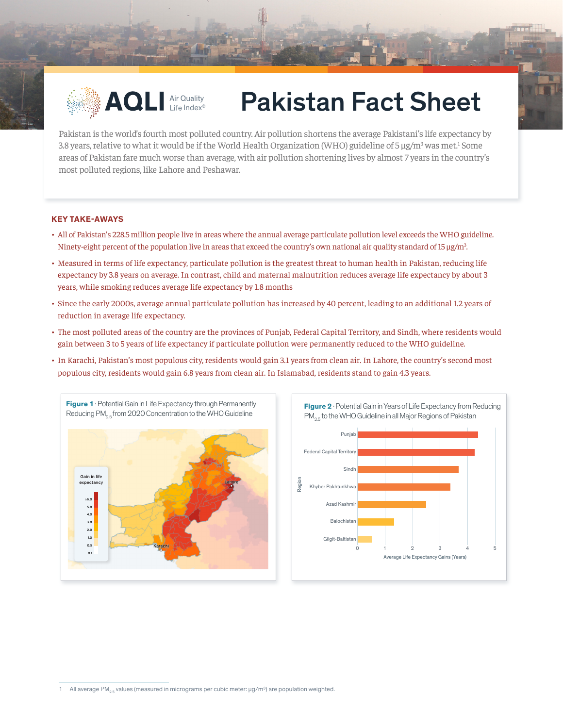# Pakistan Fact Sheet

AQLI Air Quality Life Index®

Pakistan is the world's fourth most polluted country. Air pollution shortens the average Pakistani's life expectancy by 3.8 years, relative to what it would be if the World Health Organization (WHO) guideline of 5 µg/m³ was met.[1] Some areas of Pakistan fare much worse than average, with air pollution shortening lives by almost 7 years in the country's most polluted regions, like Lahore and Peshawar.

## KEY TAKE-AWAYS

- All of Pakistan's 228.5 million people live in areas where the annual average particulate pollution level exceeds the WHO guideline. Ninety-eight percent of the population live in areas that exceed the country's own national air quality standard of 15 µg/m³.
- Measured in terms of life expectancy, particulate pollution is the greatest threat to human health in Pakistan, reducing life expectancy by 3.8 years on average. In contrast, child and maternal malnutrition reduces average life expectancy by about 3 years, while smoking reduces average life expectancy by 1.8 months
- Since the early 2000s, average annual particulate pollution has increased by 40 percent, leading to an additional 1.2 years of reduction in average life expectancy.
- The most polluted areas of the country are the provinces of Punjab, Federal Capital Territory, and Sindh, where residents would gain between 3 to 5 years of life expectancy if particulate pollution were permanently reduced to the WHO guideline.
- In Karachi, Pakistan's most populous city, residents would gain 3.1 years from clean air. In Lahore, the country's second most populous city, residents would gain 6.8 years from clean air. In Islamabad, residents stand to gain 4.3 years.

**Figure 1** · Potential Gain in Life Expectancy through Permanently Reducing $PM_{2.5}$ from 2020 Concentration to the WHO Guideline

**Figure 2** · Potential Gain in Years of Life Expectancy from Reducing $PM_{2.5}$ to the WHO Guideline in all Major Regions of Pakistan

1 All average $PM_{2.5}$ values (measured in micrograms per cubic meter: µg/m³) are population weighted.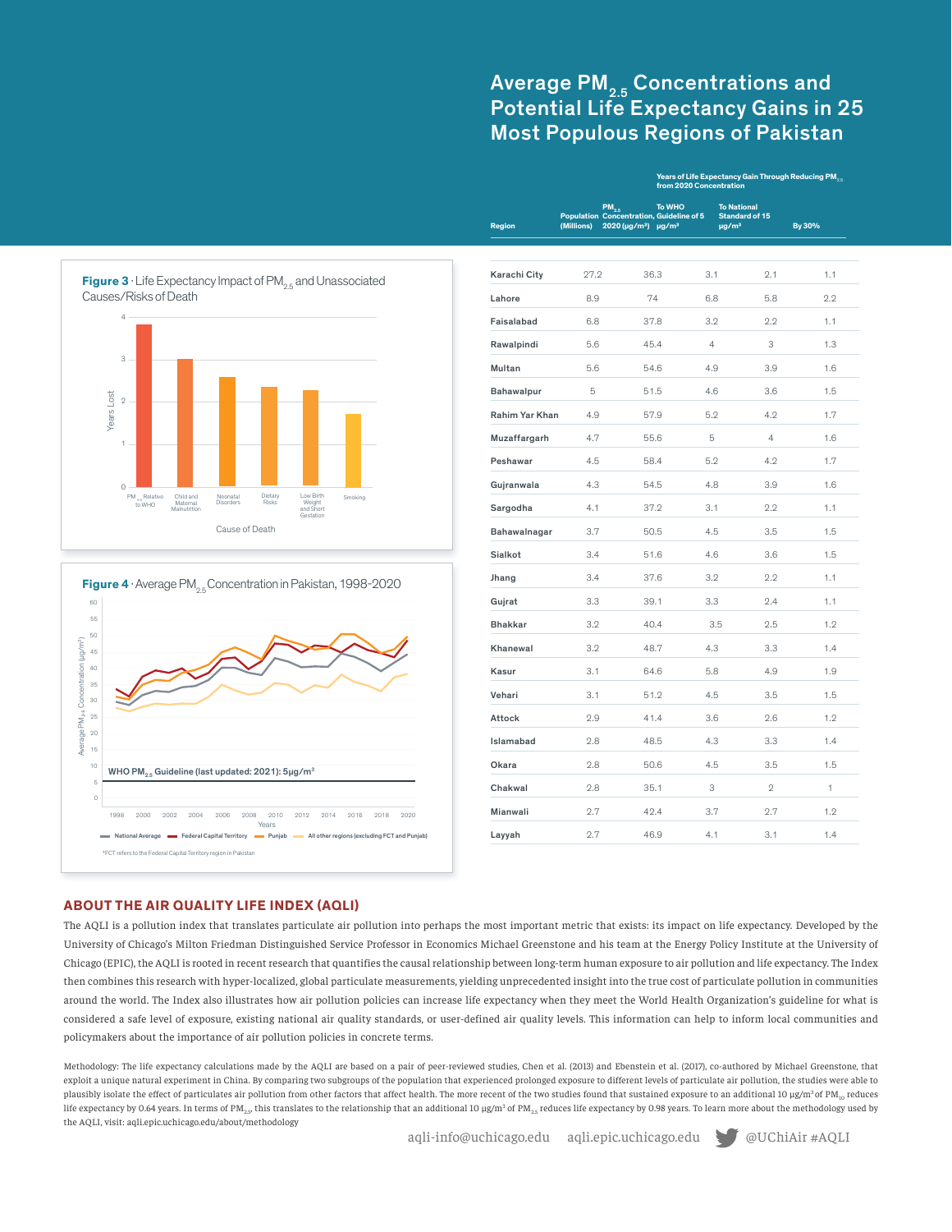# Average $PM_{2.5}$ Concentrations and Potential Life Expectancy Gains in 25 Most Populous Regions of Pakistan

| Region | Population (Millions) | $PM_{2.5}$ Concentration, 2020 (μg/m³) | Years of Life Expectancy Gain Through Reducing $PM_{2.5}$ from 2020 Concentration: To WHO Guideline of 5 μg/m³ | To National Standard of 15 μg/m³ | By 30% |
|---|---|---|---|---|---|
| Karachi City | 27.2 | 36.3 | 3.1 | 2.1 | 1.1 |
| Lahore | 8.9 | 74 | 6.8 | 5.8 | 2.2 |
| Faisalabad | 6.8 | 37.8 | 3.2 | 2.2 | 1.1 |
| Rawalpindi | 5.6 | 45.4 | 4 | 3 | 1.3 |
| Multan | 5.6 | 54.6 | 4.9 | 3.9 | 1.6 |
| Bahawalpur | 5 | 51.5 | 4.6 | 3.6 | 1.5 |
| Rahim Yar Khan | 4.9 | 57.9 | 5.2 | 4.2 | 1.7 |
| Muzaffargarh | 4.7 | 55.6 | 5 | 4 | 1.6 |
| Peshawar | 4.5 | 58.4 | 5.2 | 4.2 | 1.7 |
| Gujranwala | 4.3 | 54.5 | 4.8 | 3.9 | 1.6 |
| Sargodha | 4.1 | 37.2 | 3.1 | 2.2 | 1.1 |
| Bahawalnagar | 3.7 | 50.5 | 4.5 | 3.5 | 1.5 |
| Sialkot | 3.4 | 51.6 | 4.6 | 3.6 | 1.5 |
| Jhang | 3.4 | 37.6 | 3.2 | 2.2 | 1.1 |
| Gujrat | 3.3 | 39.1 | 3.3 | 2.4 | 1.1 |
| Bhakkar | 3.2 | 40.4 | 3.5 | 2.5 | 1.2 |
| Khanewal | 3.2 | 48.7 | 4.3 | 3.3 | 1.4 |
| Kasur | 3.1 | 64.6 | 5.8 | 4.9 | 1.9 |
| Vehari | 3.1 | 51.2 | 4.5 | 3.5 | 1.5 |
| Attock | 2.9 | 41.4 | 3.6 | 2.6 | 1.2 |
| Islamabad | 2.8 | 48.5 | 4.3 | 3.3 | 1.4 |
| Okara | 2.8 | 50.6 | 4.5 | 3.5 | 1.5 |
| Chakwal | 2.8 | 35.1 | 3 | 2 | 1 |
| Mianwali | 2.7 | 42.4 | 3.7 | 2.7 | 1.2 |
| Layyah | 2.7 | 46.9 | 4.1 | 3.1 | 1.4 |

**Figure 3** · Life Expectancy Impact of $PM_{2.5}$ and Unassociated Causes/Risks of Death

Years Lost

4
3
2
1
0

$PM_{2.5}$ Relative to WHO
Child and Maternal Malnutrition
Neonatal Disorders
Dietary Risks
Low Birth Weight and Short Gestation
Smoking

Cause of Death

**Figure 4** · Average $PM_{2.5}$ Concentration in Pakistan, 1998-2020

Average $PM_{2.5}$ Concentration (μg/m³)

60
55
50
45
40
35
30
25
20
15
10
5
0

WHO $PM_{2.5}$ Guideline (last updated: 2021): 5μg/m³

1998 2000 2002 2004 2006 2008 2010 2012 2014 2016 2018 2020

Years

National Average — Federal Capital Territory — Punjab — All other regions (excluding FCT and Punjab)

*FCT refers to the Federal Capital Territory region in Pakistan

## ABOUT THE AIR QUALITY LIFE INDEX (AQLI)

The AQLI is a pollution index that translates particulate air pollution into perhaps the most important metric that exists: its impact on life expectancy. Developed by the University of Chicago's Milton Friedman Distinguished Service Professor in Economics Michael Greenstone and his team at the Energy Policy Institute at the University of Chicago (EPIC), the AQLI is rooted in recent research that quantifies the causal relationship between long-term human exposure to air pollution and life expectancy. The Index then combines this research with hyper-localized, global particulate measurements, yielding unprecedented insight into the true cost of particulate pollution in communities around the world. The Index also illustrates how air pollution policies can increase life expectancy when they meet the World Health Organization's guideline for what is considered a safe level of exposure, existing national air quality standards, or user-defined air quality levels. This information can help to inform local communities and policymakers about the importance of air pollution policies in concrete terms.

Methodology: The life expectancy calculations made by the AQLI are based on a pair of peer-reviewed studies, Chen et al. (2013) and Ebenstein et al. (2017), co-authored by Michael Greenstone, that exploit a unique natural experiment in China. By comparing two subgroups of the population that experienced prolonged exposure to different levels of particulate air pollution, the studies were able to plausibly isolate the effect of particulates air pollution from other factors that affect health. The more recent of the two studies found that sustained exposure to an additional 10 μg/m³ of $PM_{10}$ reduces life expectancy by 0.64 years. In terms of $PM_{2.5}$, this translates to the relationship that an additional 10 μg/m³ of $PM_{2.5}$ reduces life expectancy by 0.98 years. To learn more about the methodology used by the AQLI, visit: aqli.epic.uchicago.edu/about/methodology

aqli-info@uchicago.edu aqli.epic.uchicago.edu @UChiAir #AQLI